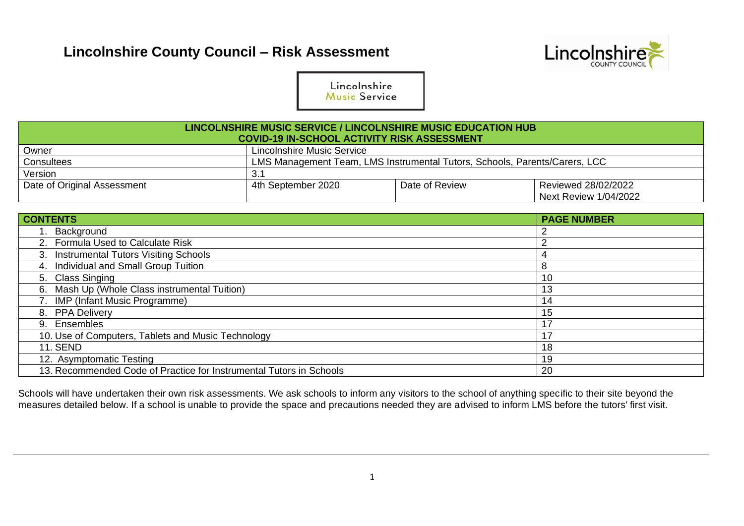# Lincolnshire County Council – Risk Assessment

Lincolnshire Music Service

| LINCOLNSHIRE MUSIC SERVICE / LINCOLNSHIRE MUSIC EDUCATION HUB COVID-19 IN-SCHOOL ACTIVITY RISK ASSESSMENT | | | |
|---|---|---|---|
| Owner | Lincolnshire Music Service | | |
| Consultees | LMS Management Team, LMS Instrumental Tutors, Schools, Parents/Carers, LCC | | |
| Version | 3.1 | | |
| Date of Original Assessment | 4th September 2020 | Date of Review | Reviewed 28/02/2022<br>Next Review 1/04/2022 |

| CONTENTS | PAGE NUMBER |
|---|---|
| 1. Background | 2 |
| 2. Formula Used to Calculate Risk | 2 |
| 3. Instrumental Tutors Visiting Schools | 4 |
| 4. Individual and Small Group Tuition | 8 |
| 5. Class Singing | 10 |
| 6. Mash Up (Whole Class instrumental Tuition) | 13 |
| 7. IMP (Infant Music Programme) | 14 |
| 8. PPA Delivery | 15 |
| 9. Ensembles | 17 |
| 10. Use of Computers, Tablets and Music Technology | 17 |
| 11. SEND | 18 |
| 12. Asymptomatic Testing | 19 |
| 13. Recommended Code of Practice for Instrumental Tutors in Schools | 20 |

Schools will have undertaken their own risk assessments. We ask schools to inform any visitors to the school of anything specific to their site beyond the measures detailed below. If a school is unable to provide the space and precautions needed they are advised to inform LMS before the tutors' first visit.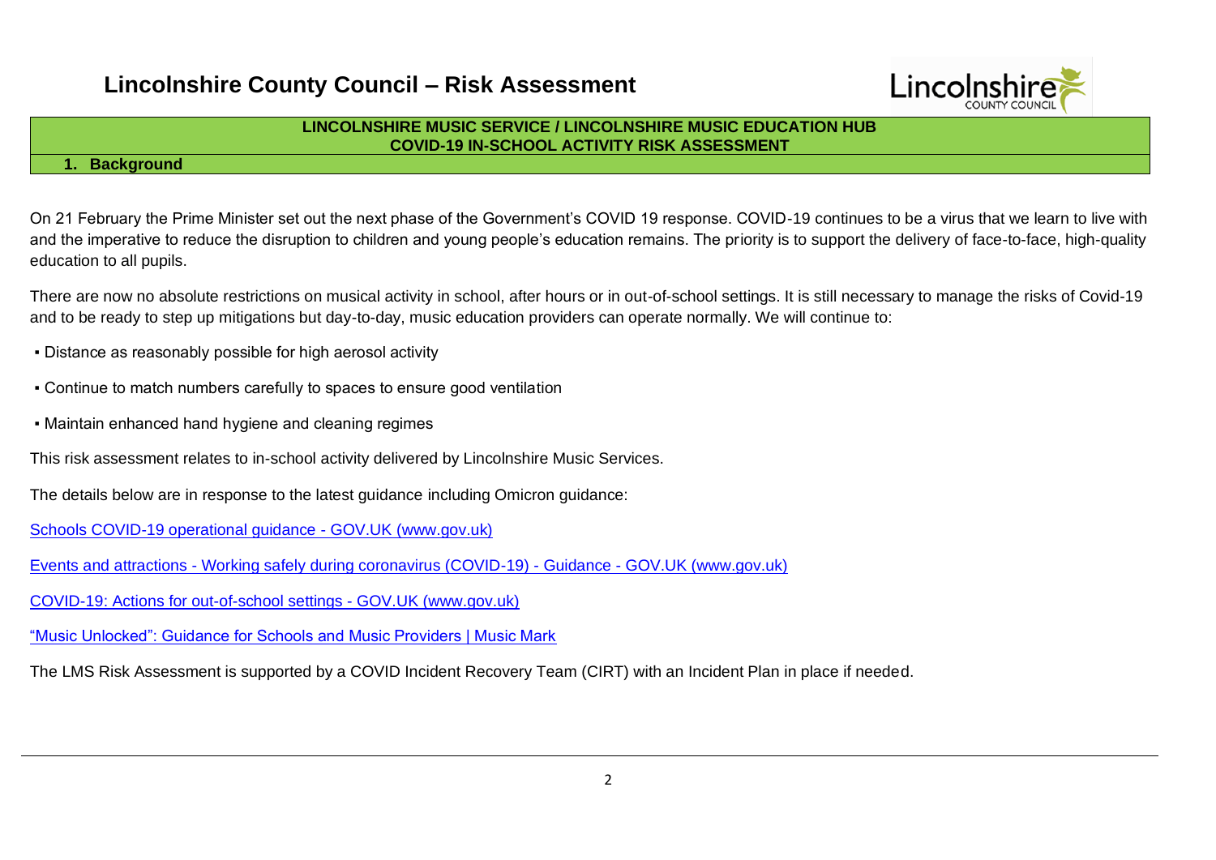# Lincolnshire County Council – Risk Assessment

## LINCOLNSHIRE MUSIC SERVICE / LINCOLNSHIRE MUSIC EDUCATION HUB
## COVID-19 IN-SCHOOL ACTIVITY RISK ASSESSMENT

### 1. Background

On 21 February the Prime Minister set out the next phase of the Government's COVID 19 response. COVID-19 continues to be a virus that we learn to live with and the imperative to reduce the disruption to children and young people's education remains. The priority is to support the delivery of face-to-face, high-quality education to all pupils.

There are now no absolute restrictions on musical activity in school, after hours or in out-of-school settings. It is still necessary to manage the risks of Covid-19 and to be ready to step up mitigations but day-to-day, music education providers can operate normally. We will continue to:

- Distance as reasonably possible for high aerosol activity
- Continue to match numbers carefully to spaces to ensure good ventilation
- Maintain enhanced hand hygiene and cleaning regimes

This risk assessment relates to in-school activity delivered by Lincolnshire Music Services.

The details below are in response to the latest guidance including Omicron guidance:

Schools COVID-19 operational guidance - GOV.UK (www.gov.uk)

Events and attractions - Working safely during coronavirus (COVID-19) - Guidance - GOV.UK (www.gov.uk)

COVID-19: Actions for out-of-school settings - GOV.UK (www.gov.uk)

"Music Unlocked": Guidance for Schools and Music Providers | Music Mark

The LMS Risk Assessment is supported by a COVID Incident Recovery Team (CIRT) with an Incident Plan in place if needed.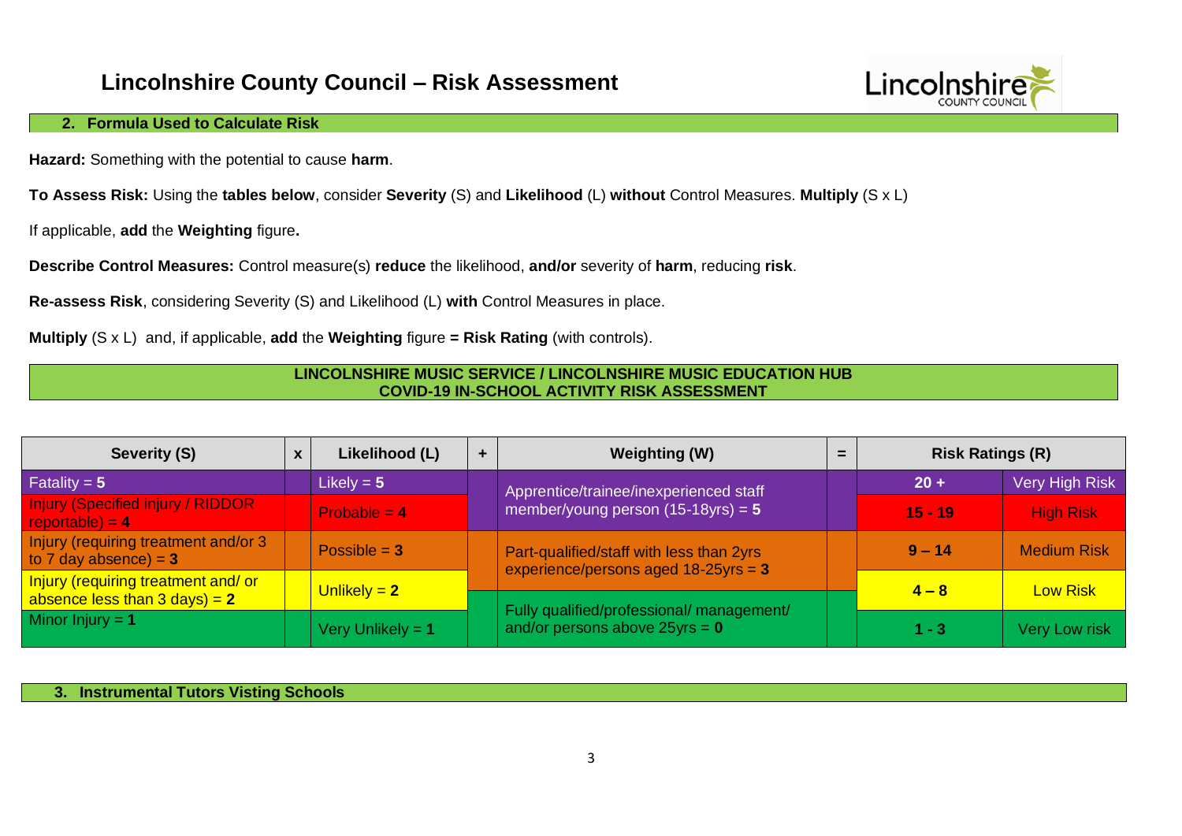# Lincolnshire County Council – Risk Assessment

## 2. Formula Used to Calculate Risk

**Hazard:** Something with the potential to cause **harm**.

**To Assess Risk:** Using the **tables below**, consider **Severity** (S) and **Likelihood** (L) **without** Control Measures. **Multiply** (S x L)

If applicable, **add** the **Weighting** figure**.**

**Describe Control Measures:** Control measure(s) **reduce** the likelihood, **and/or** severity of **harm**, reducing **risk**.

**Re-assess Risk**, considering Severity (S) and Likelihood (L) **with** Control Measures in place.

**Multiply** (S x L) and, if applicable, **add** the **Weighting** figure **= Risk Rating** (with controls).

**LINCOLNSHIRE MUSIC SERVICE / LINCOLNSHIRE MUSIC EDUCATION HUB**
**COVID-19 IN-SCHOOL ACTIVITY RISK ASSESSMENT**

| Severity (S) | x | Likelihood (L) | + | Weighting (W) | = | Risk Ratings (R) | |
|---|---|---|---|---|---|---|---|
| Fatality = **5** | | Likely = **5** | | Apprentice/trainee/inexperienced staff member/young person (15-18yrs) = **5** | | **20 +** | Very High Risk |
| Injury (Specified injury / RIDDOR reportable) = **4** | | Probable = **4** | | | | **15 - 19** | High Risk |
| Injury (requiring treatment and/or 3 to 7 day absence) = **3** | | Possible = **3** | | Part-qualified/staff with less than 2yrs experience/persons aged 18-25yrs = **3** | | **9 – 14** | Medium Risk |
| Injury (requiring treatment and/ or absence less than 3 days) = **2** | | Unlikely = **2** | | | | **4 – 8** | Low Risk |
| Minor Injury = **1** | | Very Unlikely = **1** | | Fully qualified/professional/ management/ and/or persons above 25yrs = **0** | | **1 - 3** | Very Low risk |

## 3. Instrumental Tutors Visting Schools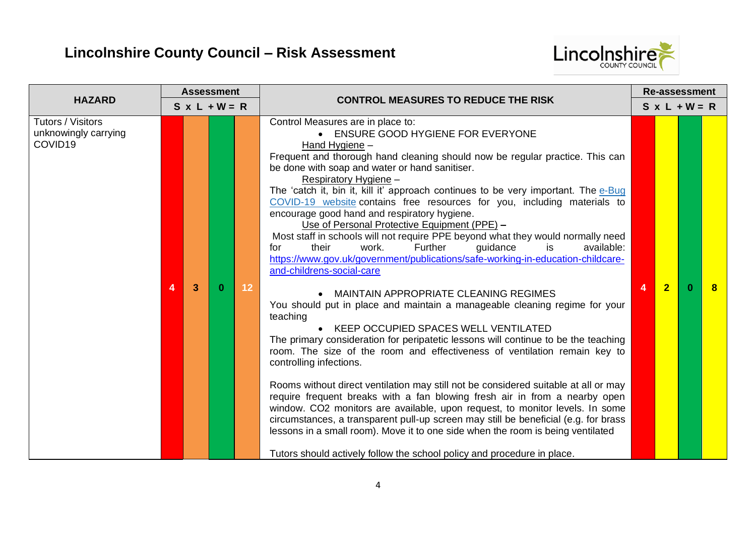# Lincolnshire County Council – Risk Assessment

| HAZARD | Assessment | | | | CONTROL MEASURES TO REDUCE THE RISK | Re-assessment | | | |
|---|---|---|---|---|---|---|---|---|---|
| | S | x L | + W | = R | | S | x L | + W | = R |
| Tutors / Visitors unknowingly carrying COVID19 | 4 | 3 | 0 | 12 | Control Measures are in place to:<br>• ENSURE GOOD HYGIENE FOR EVERYONE<br>Hand Hygiene –<br>Frequent and thorough hand cleaning should now be regular practice. This can be done with soap and water or hand sanitiser.<br>Respiratory Hygiene –<br>The 'catch it, bin it, kill it' approach continues to be very important. The e-Bug COVID-19 website contains free resources for you, including materials to encourage good hand and respiratory hygiene.<br>Use of Personal Protective Equipment (PPE) –<br>Most staff in schools will not require PPE beyond what they would normally need for their work. Further guidance is available: https://www.gov.uk/government/publications/safe-working-in-education-childcare-and-childrens-social-care<br><br>• MAINTAIN APPROPRIATE CLEANING REGIMES<br>You should put in place and maintain a manageable cleaning regime for your teaching<br>• KEEP OCCUPIED SPACES WELL VENTILATED<br>The primary consideration for peripatetic lessons will continue to be the teaching room. The size of the room and effectiveness of ventilation remain key to controlling infections.<br><br>Rooms without direct ventilation may still not be considered suitable at all or may require frequent breaks with a fan blowing fresh air in from a nearby open window. $CO_2$ monitors are available, upon request, to monitor levels. In some circumstances, a transparent pull-up screen may still be beneficial (e.g. for brass lessons in a small room). Move it to one side when the room is being ventilated<br><br>Tutors should actively follow the school policy and procedure in place. | 4 | 2 | 0 | 8 |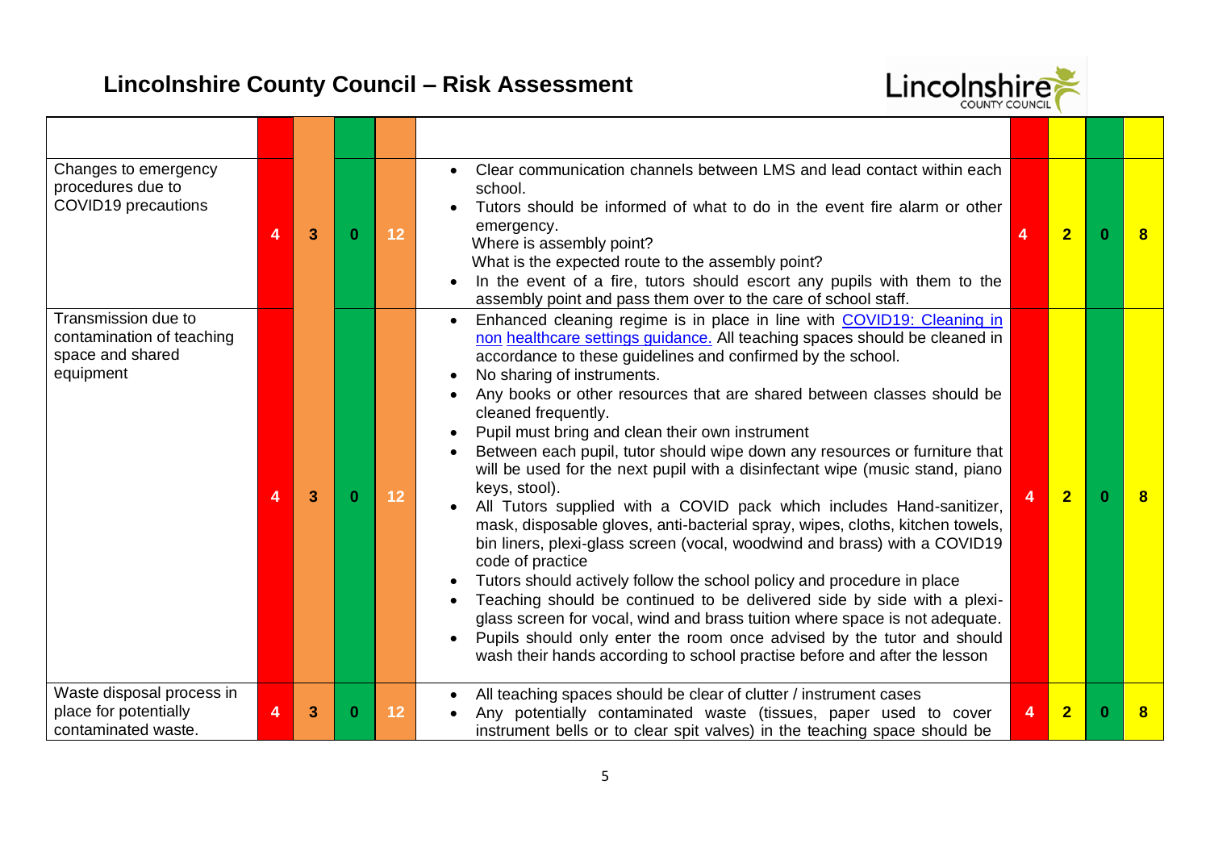# Lincolnshire County Council – Risk Assessment

| | | | | | | | | | |
|---|---|---|---|---|---|---|---|---|---|
| Changes to emergency procedures due to COVID19 precautions | 4 | 3 | 0 | 12 | • Clear communication channels between LMS and lead contact within each school.<br>• Tutors should be informed of what to do in the event fire alarm or other emergency.<br>Where is assembly point?<br>What is the expected route to the assembly point?<br>• In the event of a fire, tutors should escort any pupils with them to the assembly point and pass them over to the care of school staff. | 4 | 2 | 0 | 8 |
| Transmission due to contamination of teaching space and shared equipment | 4 | 3 | 0 | 12 | • Enhanced cleaning regime is in place in line with [COVID19: Cleaning in non healthcare settings guidance.] All teaching spaces should be cleaned in accordance to these guidelines and confirmed by the school.<br>• No sharing of instruments.<br>• Any books or other resources that are shared between classes should be cleaned frequently.<br>• Pupil must bring and clean their own instrument<br>• Between each pupil, tutor should wipe down any resources or furniture that will be used for the next pupil with a disinfectant wipe (music stand, piano keys, stool).<br>• All Tutors supplied with a COVID pack which includes Hand-sanitizer, mask, disposable gloves, anti-bacterial spray, wipes, cloths, kitchen towels, bin liners, plexi-glass screen (vocal, woodwind and brass) with a COVID19 code of practice<br>• Tutors should actively follow the school policy and procedure in place<br>• Teaching should be continued to be delivered side by side with a plexi-glass screen for vocal, wind and brass tuition where space is not adequate.<br>• Pupils should only enter the room once advised by the tutor and should wash their hands according to school practise before and after the lesson | 4 | 2 | 0 | 8 |
| Waste disposal process in place for potentially contaminated waste. | 4 | 3 | 0 | 12 | • All teaching spaces should be clear of clutter / instrument cases<br>• Any potentially contaminated waste (tissues, paper used to cover instrument bells or to clear spit valves) in the teaching space should be | 4 | 2 | 0 | 8 |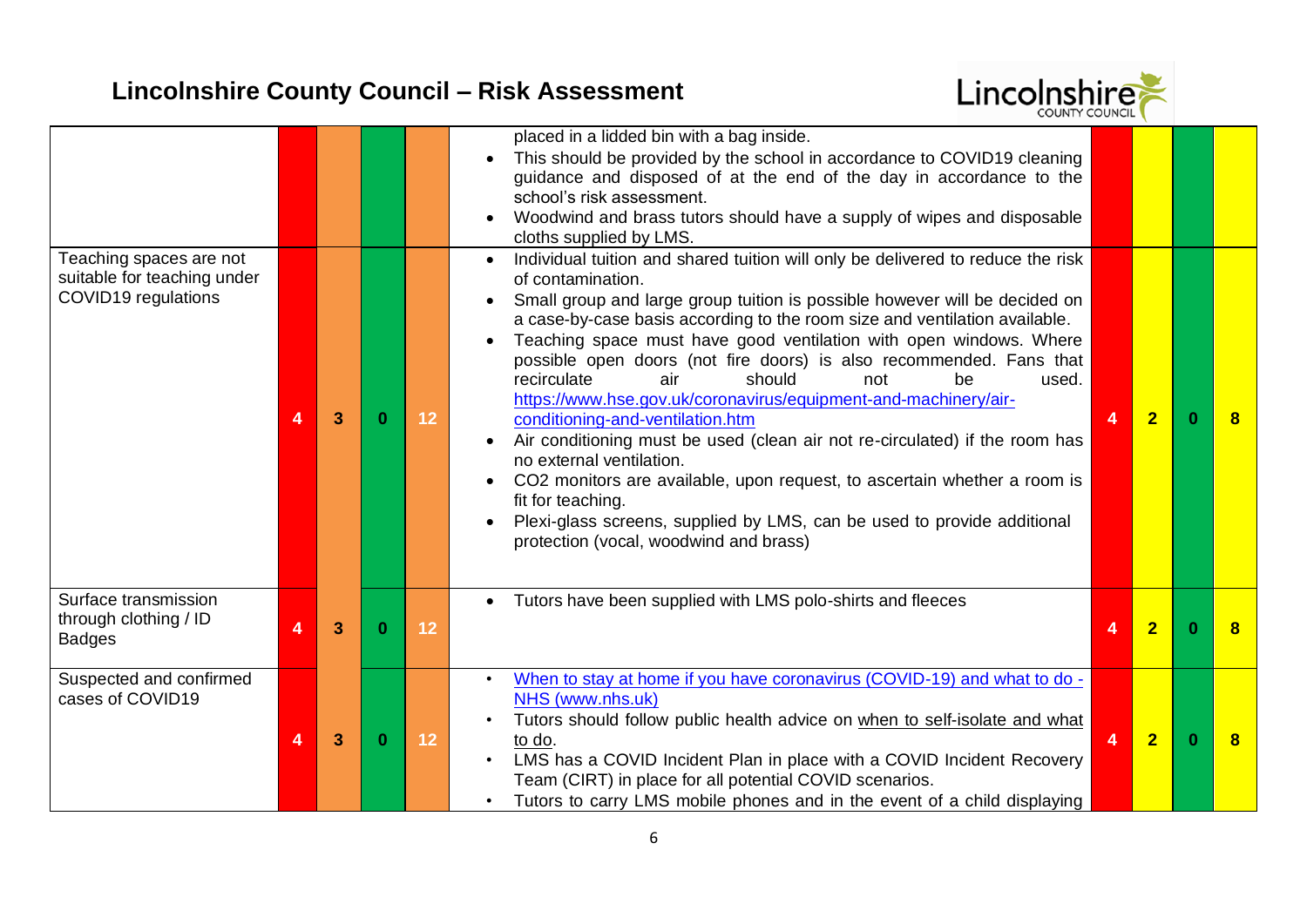# Lincolnshire County Council – Risk Assessment

| | | | | | | | | | |
|---|---|---|---|---|---|---|---|---|---|
| | | | | | placed in a lidded bin with a bag inside.<br>• This should be provided by the school in accordance to COVID19 cleaning guidance and disposed of at the end of the day in accordance to the school's risk assessment.<br>• Woodwind and brass tutors should have a supply of wipes and disposable cloths supplied by LMS. | | | | |
| Teaching spaces are not suitable for teaching under COVID19 regulations | 4 | 3 | 0 | 12 | • Individual tuition and shared tuition will only be delivered to reduce the risk of contamination.<br>• Small group and large group tuition is possible however will be decided on a case-by-case basis according to the room size and ventilation available.<br>• Teaching space must have good ventilation with open windows. Where possible open doors (not fire doors) is also recommended. Fans that recirculate air should not be used. https://www.hse.gov.uk/coronavirus/equipment-and-machinery/air-conditioning-and-ventilation.htm<br>• Air conditioning must be used (clean air not re-circulated) if the room has no external ventilation.<br>• CO2 monitors are available, upon request, to ascertain whether a room is fit for teaching.<br>• Plexi-glass screens, supplied by LMS, can be used to provide additional protection (vocal, woodwind and brass) | 4 | 2 | 0 | 8 |
| Surface transmission through clothing / ID Badges | 4 | 3 | 0 | 12 | • Tutors have been supplied with LMS polo-shirts and fleeces | 4 | 2 | 0 | 8 |
| Suspected and confirmed cases of COVID19 | 4 | 3 | 0 | 12 | • When to stay at home if you have coronavirus (COVID-19) and what to do - NHS (www.nhs.uk)<br>• Tutors should follow public health advice on when to self-isolate and what to do.<br>• LMS has a COVID Incident Plan in place with a COVID Incident Recovery Team (CIRT) in place for all potential COVID scenarios.<br>• Tutors to carry LMS mobile phones and in the event of a child displaying | 4 | 2 | 0 | 8 |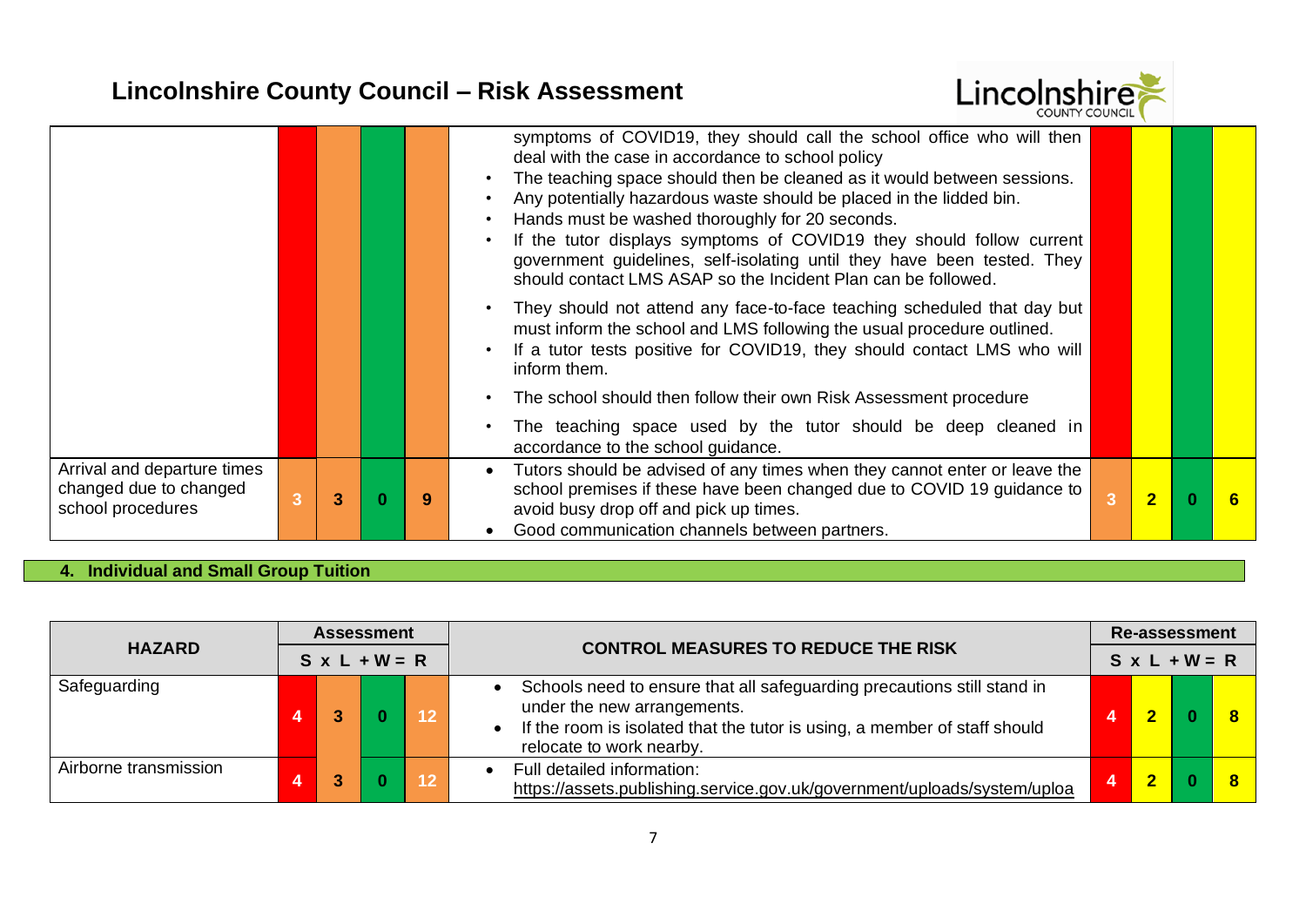| HAZARD | Assessment S | L | W | R | CONTROL MEASURES TO REDUCE THE RISK | Re-assessment S | L | W | R |
|---|---|---|---|---|---|---|---|---|---|
| | | | | | • symptoms of COVID19, they should call the school office who will then deal with the case in accordance to school policy<br>• The teaching space should then be cleaned as it would between sessions.<br>• Any potentially hazardous waste should be placed in the lidded bin.<br>• Hands must be washed thoroughly for 20 seconds.<br>• If the tutor displays symptoms of COVID19 they should follow current government guidelines, self-isolating until they have been tested. They should contact LMS ASAP so the Incident Plan can be followed.<br>• They should not attend any face-to-face teaching scheduled that day but must inform the school and LMS following the usual procedure outlined.<br>• If a tutor tests positive for COVID19, they should contact LMS who will inform them.<br>• The school should then follow their own Risk Assessment procedure<br>• The teaching space used by the tutor should be deep cleaned in accordance to the school guidance. | | | | |
| Arrival and departure times changed due to changed school procedures | 3 | 3 | 0 | 9 | • Tutors should be advised of any times when they cannot enter or leave the school premises if these have been changed due to COVID 19 guidance to avoid busy drop off and pick up times.<br>• Good communication channels between partners. | 3 | 2 | 0 | 6 |

## 4. Individual and Small Group Tuition

| HAZARD | Assessment | | | | CONTROL MEASURES TO REDUCE THE RISK | Re-assessment | | | |
|---|---|---|---|---|---|---|---|---|---|
| | S x | L + | W = | R | | S x | L + | W = | R |
| Safeguarding | 4 | 3 | 0 | 12 | • Schools need to ensure that all safeguarding precautions still stand in under the new arrangements.<br>• If the room is isolated that the tutor is using, a member of staff should relocate to work nearby. | 4 | 2 | 0 | 8 |
| Airborne transmission | 4 | 3 | 0 | 12 | • Full detailed information: https://assets.publishing.service.gov.uk/government/uploads/system/uploa | 4 | 2 | 0 | 8 |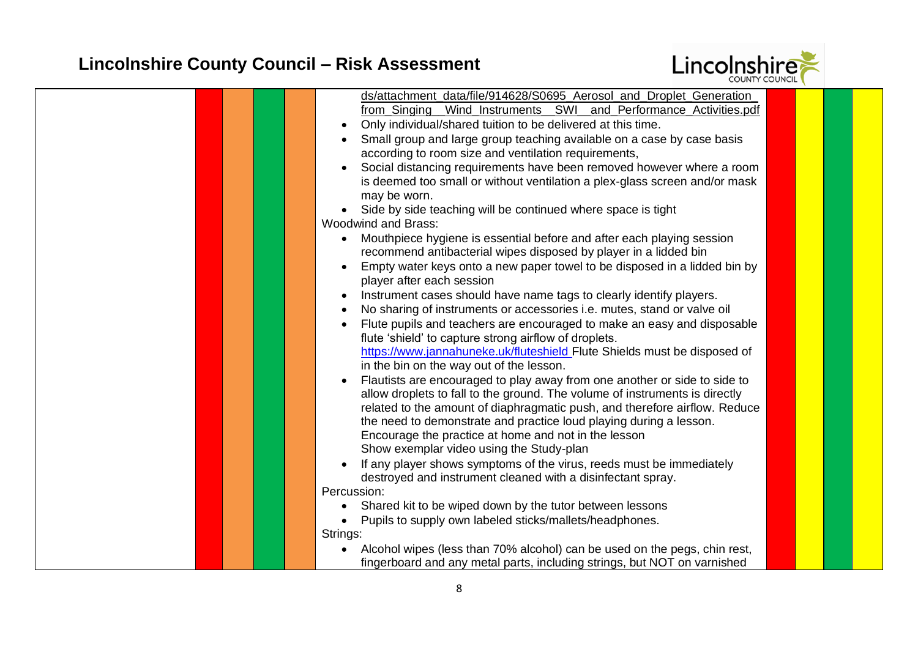| | | | | | | | | | |
|---|---|---|---|---|---|---|---|---|---|
| | | | | | ds/attachment_data/file/914628/S0695_Aerosol_and_Droplet_Generation_from_Singing__Wind_Instruments__SWI__and_Performance_Activities.pdf<br>• Only individual/shared tuition to be delivered at this time.<br>• Small group and large group teaching available on a case by case basis according to room size and ventilation requirements,<br>• Social distancing requirements have been removed however where a room is deemed too small or without ventilation a plex-glass screen and/or mask may be worn.<br>• Side by side teaching will be continued where space is tight<br>Woodwind and Brass:<br>• Mouthpiece hygiene is essential before and after each playing session recommend antibacterial wipes disposed by player in a lidded bin<br>• Empty water keys onto a new paper towel to be disposed in a lidded bin by player after each session<br>• Instrument cases should have name tags to clearly identify players.<br>• No sharing of instruments or accessories i.e. mutes, stand or valve oil<br>• Flute pupils and teachers are encouraged to make an easy and disposable flute 'shield' to capture strong airflow of droplets. https://www.jannahuneke.uk/fluteshield Flute Shields must be disposed of in the bin on the way out of the lesson.<br>• Flautists are encouraged to play away from one another or side to side to allow droplets to fall to the ground. The volume of instruments is directly related to the amount of diaphragmatic push, and therefore airflow. Reduce the need to demonstrate and practice loud playing during a lesson. Encourage the practice at home and not in the lesson Show exemplar video using the Study-plan<br>• If any player shows symptoms of the virus, reeds must be immediately destroyed and instrument cleaned with a disinfectant spray.<br>Percussion:<br>• Shared kit to be wiped down by the tutor between lessons<br>• Pupils to supply own labeled sticks/mallets/headphones.<br>Strings:<br>• Alcohol wipes (less than 70% alcohol) can be used on the pegs, chin rest, fingerboard and any metal parts, including strings, but NOT on varnished | | | | |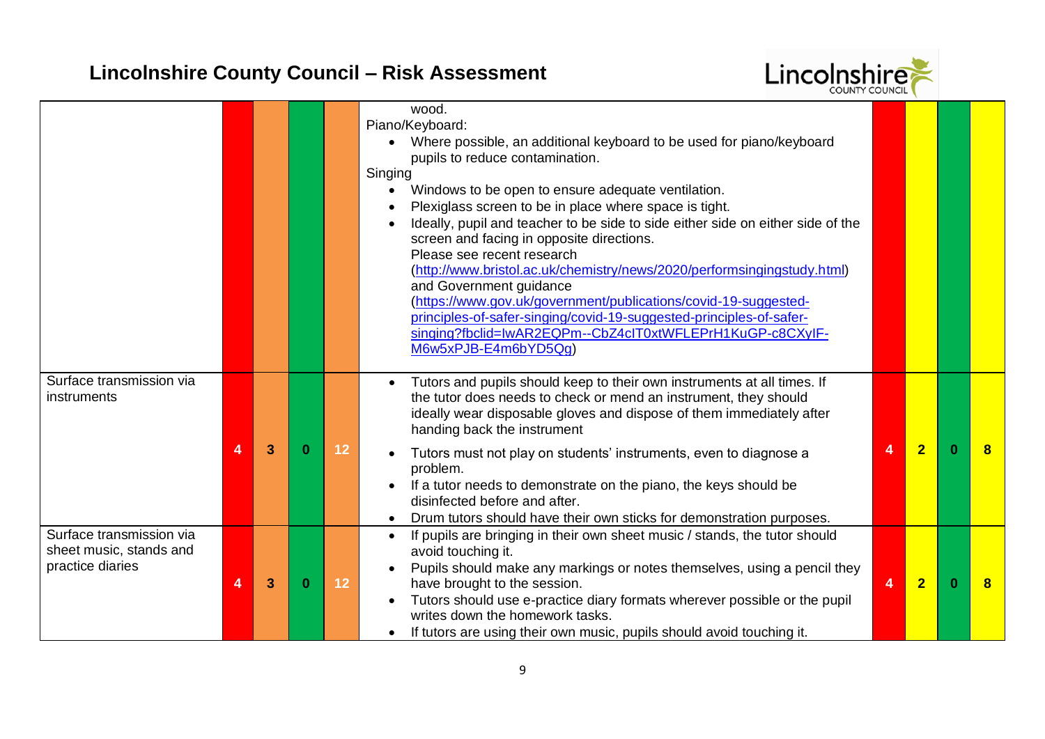# Lincolnshire County Council – Risk Assessment

| | | | | | | | | | |
|---|---|---|---|---|---|---|---|---|---|
| | | | | | wood.<br>Piano/Keyboard:<br>• Where possible, an additional keyboard to be used for piano/keyboard pupils to reduce contamination.<br>Singing<br>• Windows to be open to ensure adequate ventilation.<br>• Plexiglass screen to be in place where space is tight.<br>• Ideally, pupil and teacher to be side to side either side on either side of the screen and facing in opposite directions. Please see recent research (http://www.bristol.ac.uk/chemistry/news/2020/performsingingstudy.html) and Government guidance (https://www.gov.uk/government/publications/covid-19-suggested-principles-of-safer-singing/covid-19-suggested-principles-of-safer-singing?fbclid=IwAR2EQPm--CbZ4cIT0xtWFLEPrH1KuGP-c8CXyIF-M6w5xPJB-E4m6bYD5Qg) | | | | |
| Surface transmission via instruments | 4 | 3 | 0 | 12 | • Tutors and pupils should keep to their own instruments at all times. If the tutor does needs to check or mend an instrument, they should ideally wear disposable gloves and dispose of them immediately after handing back the instrument<br>• Tutors must not play on students' instruments, even to diagnose a problem.<br>• If a tutor needs to demonstrate on the piano, the keys should be disinfected before and after.<br>• Drum tutors should have their own sticks for demonstration purposes. | 4 | 2 | 0 | 8 |
| Surface transmission via sheet music, stands and practice diaries | 4 | 3 | 0 | 12 | • If pupils are bringing in their own sheet music / stands, the tutor should avoid touching it.<br>• Pupils should make any markings or notes themselves, using a pencil they have brought to the session.<br>• Tutors should use e-practice diary formats wherever possible or the pupil writes down the homework tasks.<br>• If tutors are using their own music, pupils should avoid touching it. | 4 | 2 | 0 | 8 |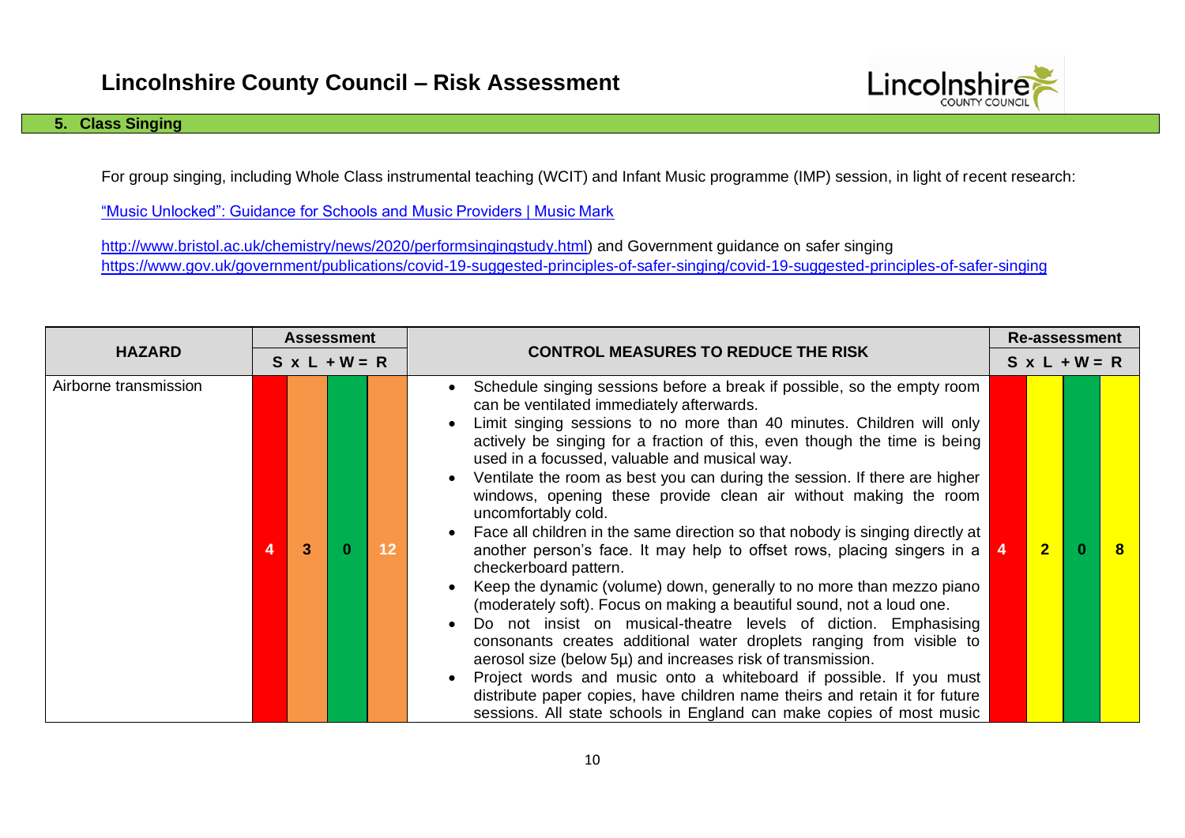# Lincolnshire County Council – Risk Assessment

## 5. Class Singing

For group singing, including Whole Class instrumental teaching (WCIT) and Infant Music programme (IMP) session, in light of recent research:

[“Music Unlocked”: Guidance for Schools and Music Providers | Music Mark]

http://www.bristol.ac.uk/chemistry/news/2020/performsingingstudy.html) and Government guidance on safer singing https://www.gov.uk/government/publications/covid-19-suggested-principles-of-safer-singing/covid-19-suggested-principles-of-safer-singing

| HAZARD | Assessment | | | | CONTROL MEASURES TO REDUCE THE RISK | Re-assessment | | | |
|---|---|---|---|---|---|---|---|---|---|
| | S | x L | + W | = R | | S | x L | + W | = R |
| Airborne transmission | 4 | 3 | 0 | 12 | • Schedule singing sessions before a break if possible, so the empty room can be ventilated immediately afterwards.<br>• Limit singing sessions to no more than 40 minutes. Children will only actively be singing for a fraction of this, even though the time is being used in a focussed, valuable and musical way.<br>• Ventilate the room as best you can during the session. If there are higher windows, opening these provide clean air without making the room uncomfortably cold.<br>• Face all children in the same direction so that nobody is singing directly at another person’s face. It may help to offset rows, placing singers in a checkerboard pattern.<br>• Keep the dynamic (volume) down, generally to no more than mezzo piano (moderately soft). Focus on making a beautiful sound, not a loud one.<br>• Do not insist on musical-theatre levels of diction. Emphasising consonants creates additional water droplets ranging from visible to aerosol size (below 5μ) and increases risk of transmission.<br>• Project words and music onto a whiteboard if possible. If you must distribute paper copies, have children name theirs and retain it for future sessions. All state schools in England can make copies of most music | 4 | 2 | 0 | 8 |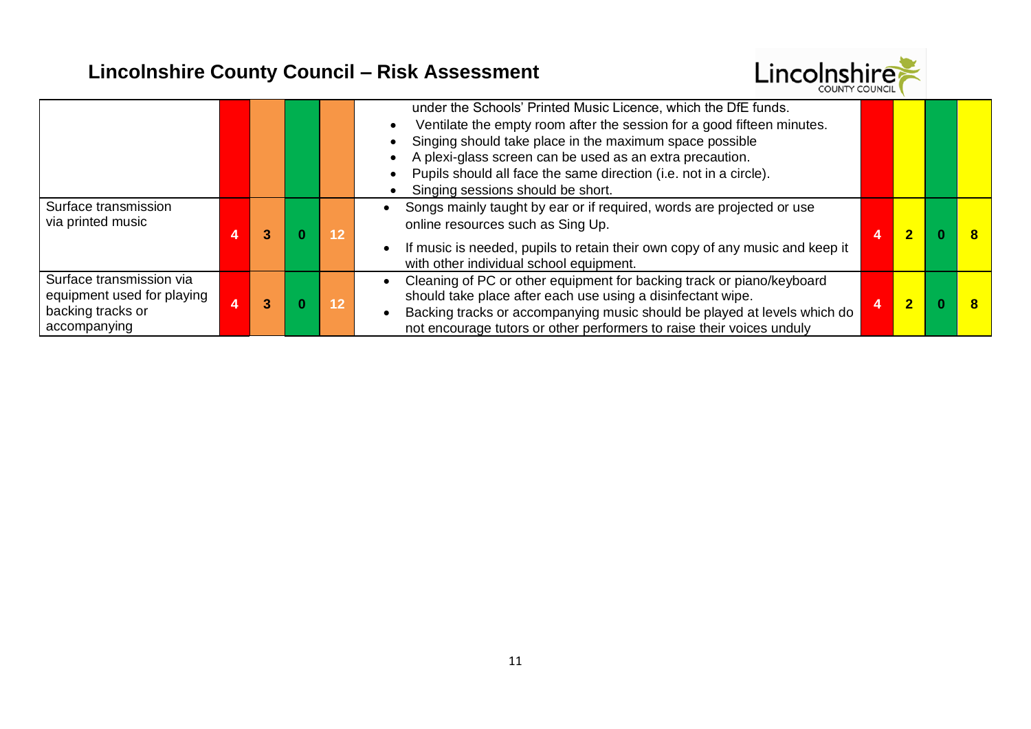## Lincolnshire County Council – Risk Assessment

| | | | | | | | | | |
|---|---|---|---|---|---|---|---|---|---|
| | | | | | under the Schools' Printed Music Licence, which the DfE funds.<br>• Ventilate the empty room after the session for a good fifteen minutes.<br>• Singing should take place in the maximum space possible<br>• A plexi-glass screen can be used as an extra precaution.<br>• Pupils should all face the same direction (i.e. not in a circle).<br>• Singing sessions should be short. | | | | |
| Surface transmission via printed music | 4 | 3 | 0 | 12 | • Songs mainly taught by ear or if required, words are projected or use online resources such as Sing Up.<br>• If music is needed, pupils to retain their own copy of any music and keep it with other individual school equipment. | 4 | 2 | 0 | 8 |
| Surface transmission via equipment used for playing backing tracks or accompanying | 4 | 3 | 0 | 12 | • Cleaning of PC or other equipment for backing track or piano/keyboard should take place after each use using a disinfectant wipe.<br>• Backing tracks or accompanying music should be played at levels which do not encourage tutors or other performers to raise their voices unduly | 4 | 2 | 0 | 8 |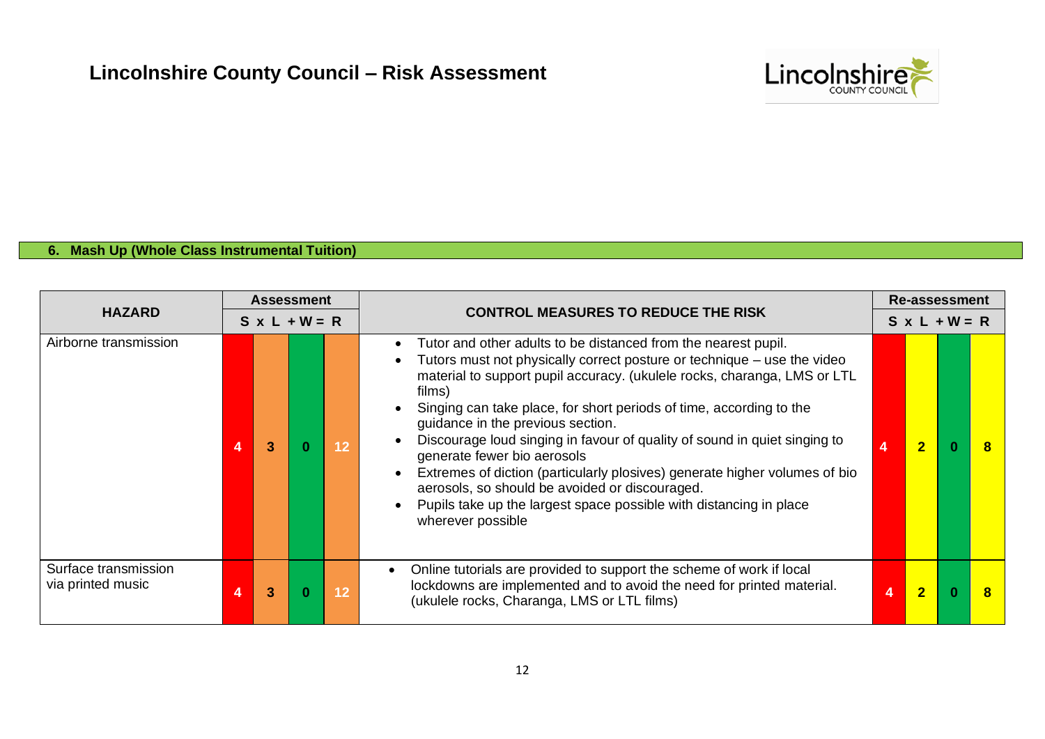# Lincolnshire County Council – Risk Assessment

## 6. Mash Up (Whole Class Instrumental Tuition)

| HAZARD | Assessment | | | | CONTROL MEASURES TO REDUCE THE RISK | Re-assessment | | | |
|---|---|---|---|---|---|---|---|---|---|
| | S | x L | + W | = R | | S | x L | + W | = R |
| Airborne transmission | 4 | 3 | 0 | 12 | • Tutor and other adults to be distanced from the nearest pupil.<br>• Tutors must not physically correct posture or technique – use the video material to support pupil accuracy. (ukulele rocks, charanga, LMS or LTL films)<br>• Singing can take place, for short periods of time, according to the guidance in the previous section.<br>• Discourage loud singing in favour of quality of sound in quiet singing to generate fewer bio aerosols<br>• Extremes of diction (particularly plosives) generate higher volumes of bio aerosols, so should be avoided or discouraged.<br>• Pupils take up the largest space possible with distancing in place wherever possible | 4 | 2 | 0 | 8 |
| Surface transmission via printed music | 4 | 3 | 0 | 12 | • Online tutorials are provided to support the scheme of work if local lockdowns are implemented and to avoid the need for printed material. (ukulele rocks, Charanga, LMS or LTL films) | 4 | 2 | 0 | 8 |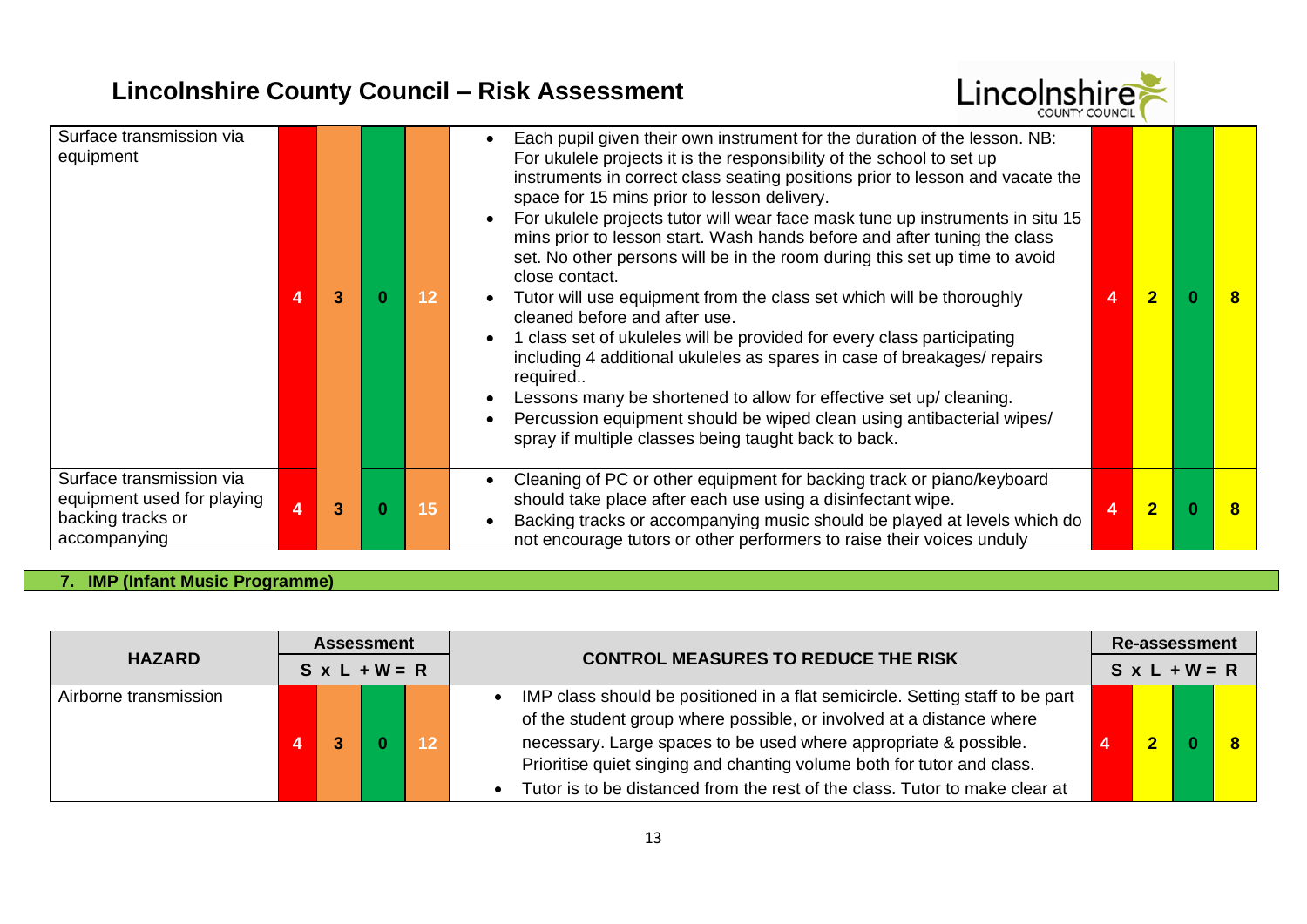# Lincolnshire County Council – Risk Assessment

| HAZARD | S | L | W | R | CONTROL MEASURES TO REDUCE THE RISK | S | L | W | R |
|---|---|---|---|---|---|---|---|---|---|
| Surface transmission via equipment | 4 | 3 | 0 | 12 | • Each pupil given their own instrument for the duration of the lesson. NB: For ukulele projects it is the responsibility of the school to set up instruments in correct class seating positions prior to lesson and vacate the space for 15 mins prior to lesson delivery.<br>• For ukulele projects tutor will wear face mask tune up instruments in situ 15 mins prior to lesson start. Wash hands before and after tuning the class set. No other persons will be in the room during this set up time to avoid close contact.<br>• Tutor will use equipment from the class set which will be thoroughly cleaned before and after use.<br>• 1 class set of ukuleles will be provided for every class participating including 4 additional ukuleles as spares in case of breakages/ repairs required..<br>• Lessons many be shortened to allow for effective set up/ cleaning.<br>• Percussion equipment should be wiped clean using antibacterial wipes/ spray if multiple classes being taught back to back. | 4 | 2 | 0 | 8 |
| Surface transmission via equipment used for playing backing tracks or accompanying | 4 | 3 | 0 | 15 | • Cleaning of PC or other equipment for backing track or piano/keyboard should take place after each use using a disinfectant wipe.<br>• Backing tracks or accompanying music should be played at levels which do not encourage tutors or other performers to raise their voices unduly | 4 | 2 | 0 | 8 |

## 7. IMP (Infant Music Programme)

| HAZARD | Assessment S x L + W = R | | | | CONTROL MEASURES TO REDUCE THE RISK | Re-assessment S x L + W = R | | | |
|---|---|---|---|---|---|---|---|---|---|
| | S | L | W | R | | S | L | W | R |
| Airborne transmission | 4 | 3 | 0 | 12 | • IMP class should be positioned in a flat semicircle. Setting staff to be part of the student group where possible, or involved at a distance where necessary. Large spaces to be used where appropriate & possible. Prioritise quiet singing and chanting volume both for tutor and class.<br>• Tutor is to be distanced from the rest of the class. Tutor to make clear at | 4 | 2 | 0 | 8 |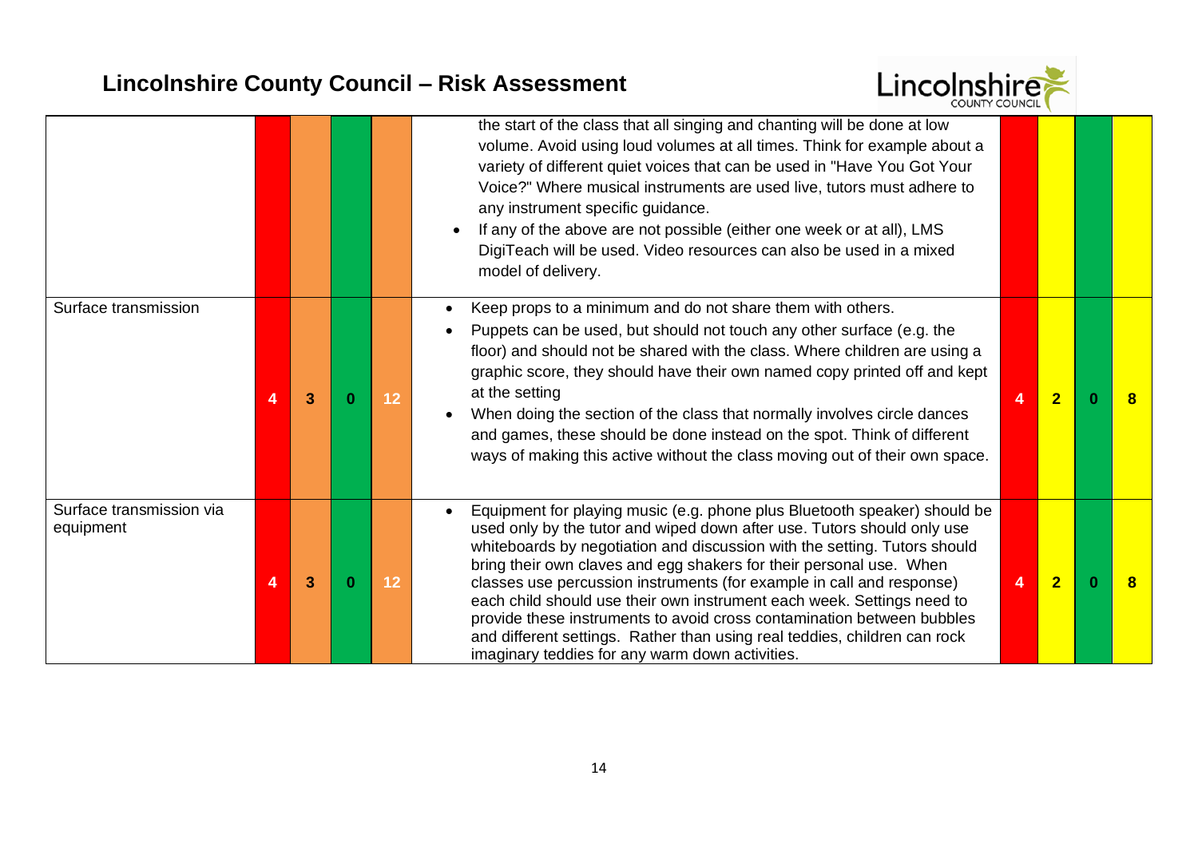## Lincolnshire County Council – Risk Assessment

| | | | | | | | | | |
|---|---|---|---|---|---|---|---|---|---|
| | | | | | the start of the class that all singing and chanting will be done at low volume. Avoid using loud volumes at all times. Think for example about a variety of different quiet voices that can be used in "Have You Got Your Voice?" Where musical instruments are used live, tutors must adhere to any instrument specific guidance.<br>• If any of the above are not possible (either one week or at all), LMS DigiTeach will be used. Video resources can also be used in a mixed model of delivery. | | | | |
| Surface transmission | 4 | 3 | 0 | 12 | • Keep props to a minimum and do not share them with others.<br>• Puppets can be used, but should not touch any other surface (e.g. the floor) and should not be shared with the class. Where children are using a graphic score, they should have their own named copy printed off and kept at the setting<br>• When doing the section of the class that normally involves circle dances and games, these should be done instead on the spot. Think of different ways of making this active without the class moving out of their own space. | 4 | 2 | 0 | 8 |
| Surface transmission via equipment | 4 | 3 | 0 | 12 | • Equipment for playing music (e.g. phone plus Bluetooth speaker) should be used only by the tutor and wiped down after use. Tutors should only use whiteboards by negotiation and discussion with the setting. Tutors should bring their own claves and egg shakers for their personal use. When classes use percussion instruments (for example in call and response) each child should use their own instrument each week. Settings need to provide these instruments to avoid cross contamination between bubbles and different settings. Rather than using real teddies, children can rock imaginary teddies for any warm down activities. | 4 | 2 | 0 | 8 |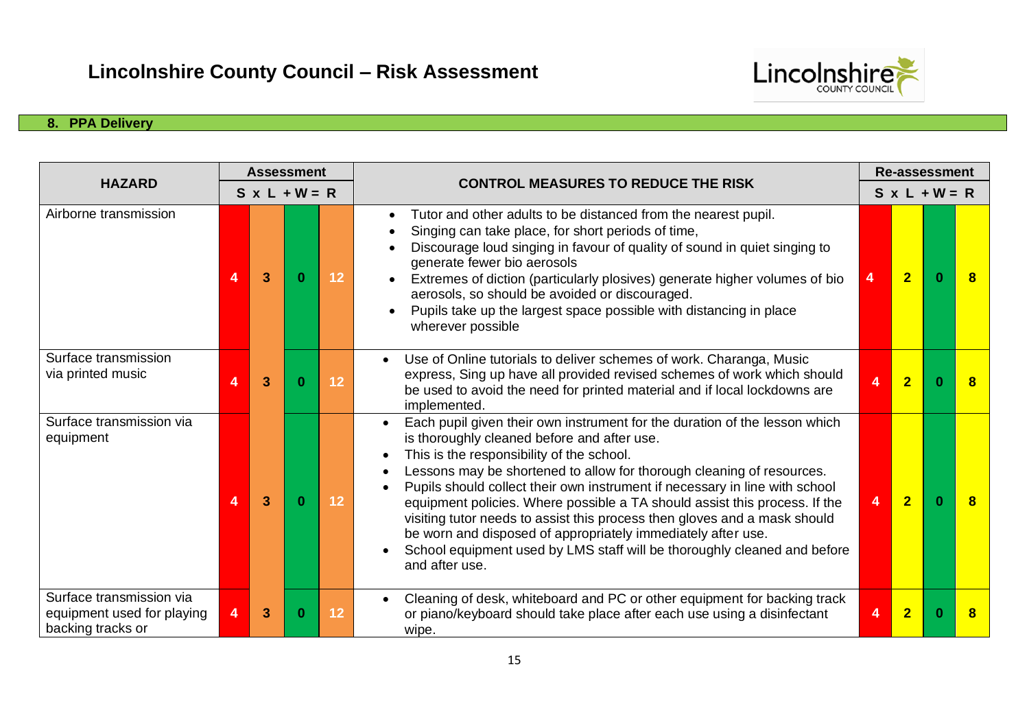# Lincolnshire County Council – Risk Assessment

## 8. PPA Delivery

| HAZARD | Assessment | | | | CONTROL MEASURES TO REDUCE THE RISK | Re-assessment | | | |
|---|---|---|---|---|---|---|---|---|---|
| | S | x L | + W | = R | | S | x L | + W | = R |
| Airborne transmission | 4 | 3 | 0 | 12 | • Tutor and other adults to be distanced from the nearest pupil.<br>• Singing can take place, for short periods of time,<br>• Discourage loud singing in favour of quality of sound in quiet singing to generate fewer bio aerosols<br>• Extremes of diction (particularly plosives) generate higher volumes of bio aerosols, so should be avoided or discouraged.<br>• Pupils take up the largest space possible with distancing in place wherever possible | 4 | 2 | 0 | 8 |
| Surface transmission via printed music | 4 | 3 | 0 | 12 | • Use of Online tutorials to deliver schemes of work. Charanga, Music express, Sing up have all provided revised schemes of work which should be used to avoid the need for printed material and if local lockdowns are implemented. | 4 | 2 | 0 | 8 |
| Surface transmission via equipment | 4 | 3 | 0 | 12 | • Each pupil given their own instrument for the duration of the lesson which is thoroughly cleaned before and after use.<br>• This is the responsibility of the school.<br>• Lessons may be shortened to allow for thorough cleaning of resources.<br>• Pupils should collect their own instrument if necessary in line with school equipment policies. Where possible a TA should assist this process. If the visiting tutor needs to assist this process then gloves and a mask should be worn and disposed of appropriately immediately after use.<br>• School equipment used by LMS staff will be thoroughly cleaned and before and after use. | 4 | 2 | 0 | 8 |
| Surface transmission via equipment used for playing backing tracks or | 4 | 3 | 0 | 12 | • Cleaning of desk, whiteboard and PC or other equipment for backing track or piano/keyboard should take place after each use using a disinfectant wipe. | 4 | 2 | 0 | 8 |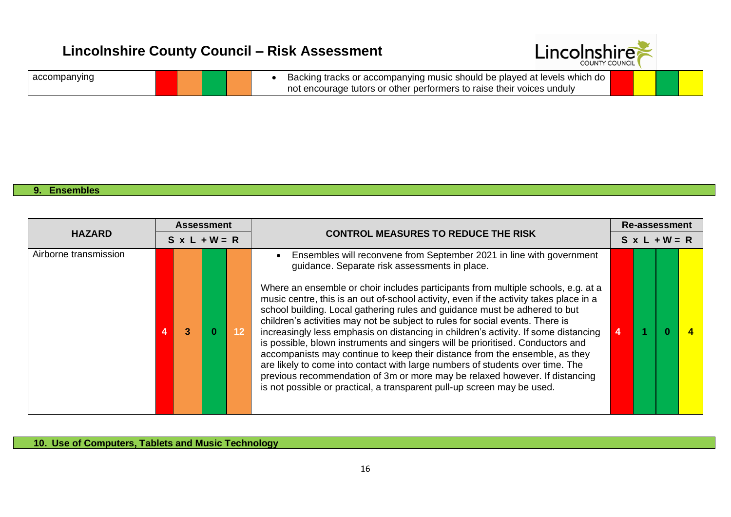| HAZARD | Assessment | | | | CONTROL MEASURES TO REDUCE THE RISK | Re-assessment | | | |
|---|---|---|---|---|---|---|---|---|---|
| | S | x L | + W | = R | | S | x L | + W | = R |
| accompanying | | | | | • Backing tracks or accompanying music should be played at levels which do not encourage tutors or other performers to raise their voices unduly | | | | |

**9. Ensembles**

| HAZARD | Assessment | | | | CONTROL MEASURES TO REDUCE THE RISK | Re-assessment | | | |
|---|---|---|---|---|---|---|---|---|---|
| | S | x L | + W | = R | | S | x L | + W | = R |
| Airborne transmission | 4 | 3 | 0 | 12 | • Ensembles will reconvene from September 2021 in line with government guidance. Separate risk assessments in place. <br><br> Where an ensemble or choir includes participants from multiple schools, e.g. at a music centre, this is an out of-school activity, even if the activity takes place in a school building. Local gathering rules and guidance must be adhered to but children's activities may not be subject to rules for social events. There is increasingly less emphasis on distancing in children's activity. If some distancing is possible, blown instruments and singers will be prioritised. Conductors and accompanists may continue to keep their distance from the ensemble, as they are likely to come into contact with large numbers of students over time. The previous recommendation of 3m or more may be relaxed however. If distancing is not possible or practical, a transparent pull-up screen may be used. | 4 | 1 | 0 | 4 |

**10. Use of Computers, Tablets and Music Technology**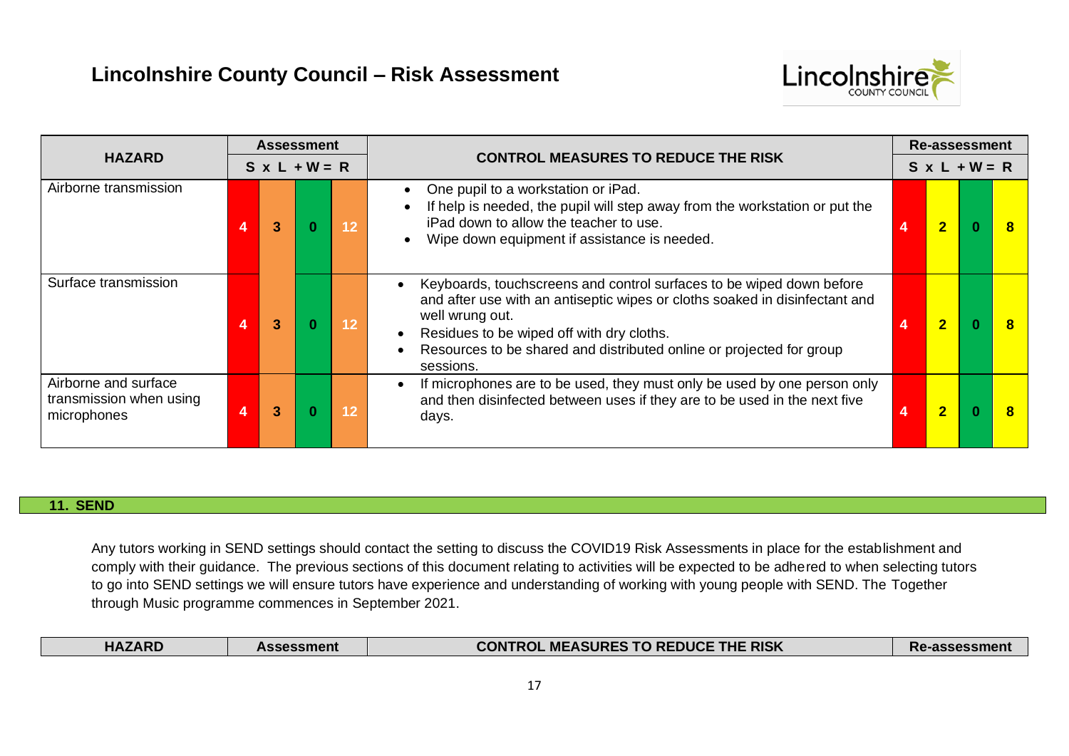# Lincolnshire County Council – Risk Assessment

| HAZARD | Assessment | | | | CONTROL MEASURES TO REDUCE THE RISK | Re-assessment | | | |
|---|---|---|---|---|---|---|---|---|---|
| | S | x L | + W | = R | | S | x L | + W | = R |
| Airborne transmission | 4 | 3 | 0 | 12 | • One pupil to a workstation or iPad.<br>• If help is needed, the pupil will step away from the workstation or put the iPad down to allow the teacher to use.<br>• Wipe down equipment if assistance is needed. | 4 | 2 | 0 | 8 |
| Surface transmission | 4 | 3 | 0 | 12 | • Keyboards, touchscreens and control surfaces to be wiped down before and after use with an antiseptic wipes or cloths soaked in disinfectant and well wrung out.<br>• Residues to be wiped off with dry cloths.<br>• Resources to be shared and distributed online or projected for group sessions. | 4 | 2 | 0 | 8 |
| Airborne and surface transmission when using microphones | 4 | 3 | 0 | 12 | • If microphones are to be used, they must only be used by one person only and then disinfected between uses if they are to be used in the next five days. | 4 | 2 | 0 | 8 |

## 11. SEND

Any tutors working in SEND settings should contact the setting to discuss the COVID19 Risk Assessments in place for the establishment and comply with their guidance. The previous sections of this document relating to activities will be expected to be adhered to when selecting tutors to go into SEND settings we will ensure tutors have experience and understanding of working with young people with SEND. The Together through Music programme commences in September 2021.

| HAZARD | Assessment | CONTROL MEASURES TO REDUCE THE RISK | Re-assessment |
|---|---|---|---|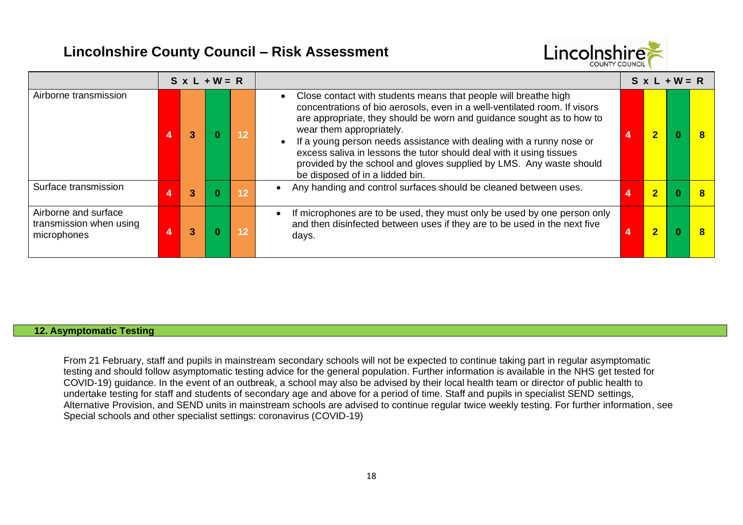# Lincolnshire County Council – Risk Assessment

| | S | x L | + W | = R | | S | x L | + W | = R |
|---|---|---|---|---|---|---|---|---|---|
| Airborne transmission | 4 | 3 | 0 | 12 | • Close contact with students means that people will breathe high concentrations of bio aerosols, even in a well-ventilated room. If visors are appropriate, they should be worn and guidance sought as to how to wear them appropriately. • If a young person needs assistance with dealing with a runny nose or excess saliva in lessons the tutor should deal with it using tissues provided by the school and gloves supplied by LMS. Any waste should be disposed of in a lidded bin. | 4 | 2 | 0 | 8 |
| Surface transmission | 4 | 3 | 0 | 12 | • Any handing and control surfaces should be cleaned between uses. | 4 | 2 | 0 | 8 |
| Airborne and surface transmission when using microphones | 4 | 3 | 0 | 12 | • If microphones are to be used, they must only be used by one person only and then disinfected between uses if they are to be used in the next five days. | 4 | 2 | 0 | 8 |

## 12. Asymptomatic Testing

From 21 February, staff and pupils in mainstream secondary schools will not be expected to continue taking part in regular asymptomatic testing and should follow asymptomatic testing advice for the general population. Further information is available in the NHS get tested for COVID-19) guidance. In the event of an outbreak, a school may also be advised by their local health team or director of public health to undertake testing for staff and students of secondary age and above for a period of time. Staff and pupils in specialist SEND settings, Alternative Provision, and SEND units in mainstream schools are advised to continue regular twice weekly testing. For further information, see Special schools and other specialist settings: coronavirus (COVID-19)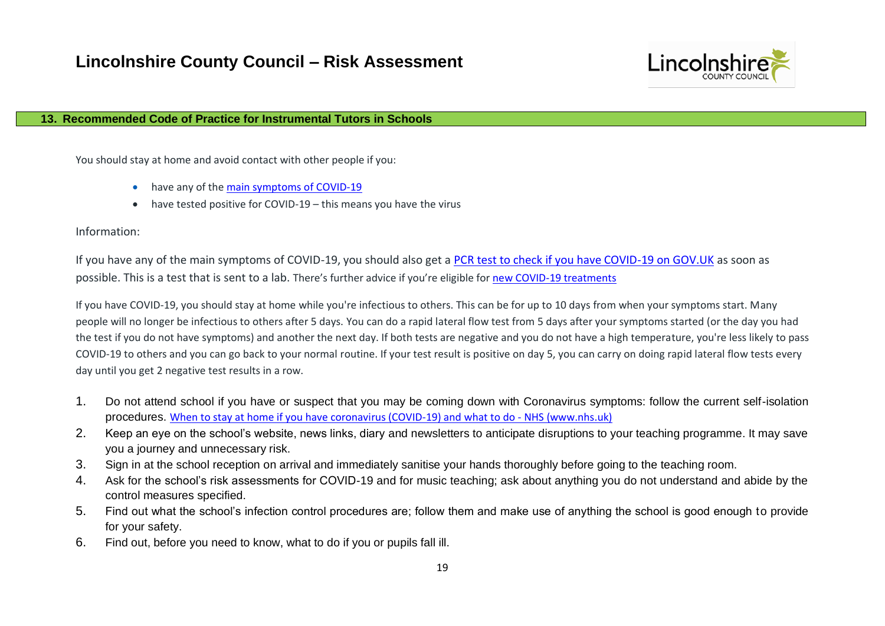## 13. Recommended Code of Practice for Instrumental Tutors in Schools

You should stay at home and avoid contact with other people if you:

- have any of the main symptoms of COVID-19
- have tested positive for COVID-19 – this means you have the virus

Information:

If you have any of the main symptoms of COVID-19, you should also get a PCR test to check if you have COVID-19 on GOV.UK as soon as possible. This is a test that is sent to a lab. There's further advice if you're eligible for new COVID-19 treatments

If you have COVID-19, you should stay at home while you're infectious to others. This can be for up to 10 days from when your symptoms start. Many people will no longer be infectious to others after 5 days. You can do a rapid lateral flow test from 5 days after your symptoms started (or the day you had the test if you do not have symptoms) and another the next day. If both tests are negative and you do not have a high temperature, you're less likely to pass COVID-19 to others and you can go back to your normal routine. If your test result is positive on day 5, you can carry on doing rapid lateral flow tests every day until you get 2 negative test results in a row.

1. Do not attend school if you have or suspect that you may be coming down with Coronavirus symptoms: follow the current self-isolation procedures. When to stay at home if you have coronavirus (COVID-19) and what to do - NHS (www.nhs.uk)
2. Keep an eye on the school's website, news links, diary and newsletters to anticipate disruptions to your teaching programme. It may save you a journey and unnecessary risk.
3. Sign in at the school reception on arrival and immediately sanitise your hands thoroughly before going to the teaching room.
4. Ask for the school's risk assessments for COVID-19 and for music teaching; ask about anything you do not understand and abide by the control measures specified.
5. Find out what the school's infection control procedures are; follow them and make use of anything the school is good enough to provide for your safety.
6. Find out, before you need to know, what to do if you or pupils fall ill.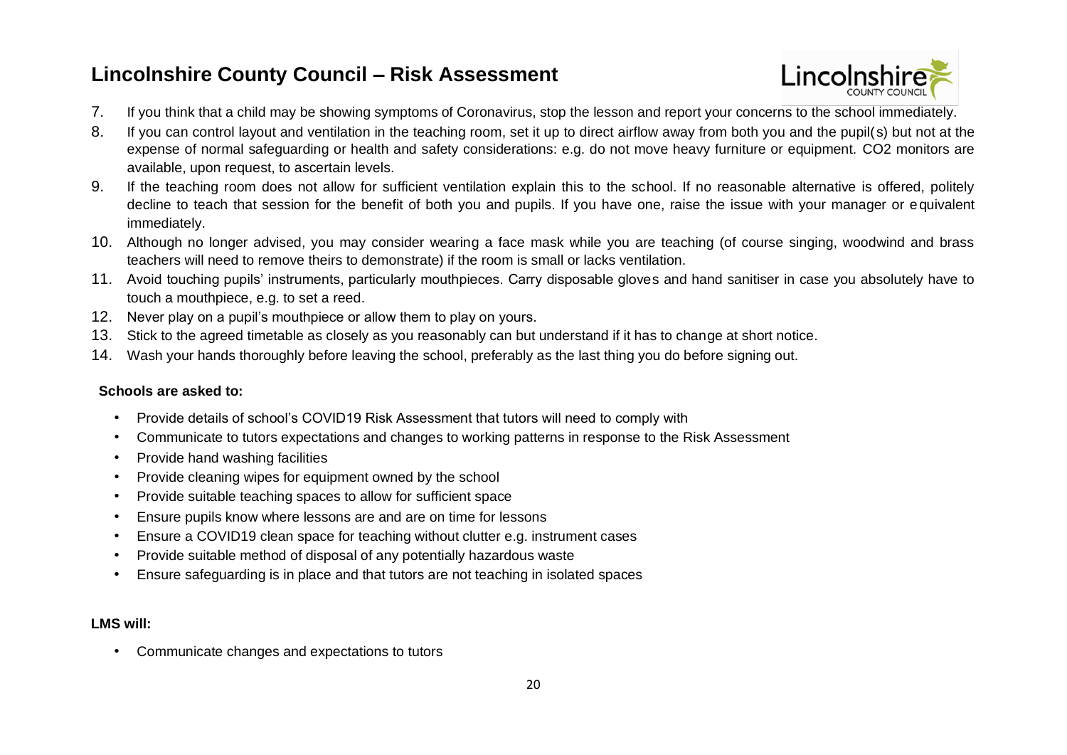7. If you think that a child may be showing symptoms of Coronavirus, stop the lesson and report your concerns to the school immediately.
8. If you can control layout and ventilation in the teaching room, set it up to direct airflow away from both you and the pupil(s) but not at the expense of normal safeguarding or health and safety considerations: e.g. do not move heavy furniture or equipment. CO2 monitors are available, upon request, to ascertain levels.
9. If the teaching room does not allow for sufficient ventilation explain this to the school. If no reasonable alternative is offered, politely decline to teach that session for the benefit of both you and pupils. If you have one, raise the issue with your manager or equivalent immediately.
10. Although no longer advised, you may consider wearing a face mask while you are teaching (of course singing, woodwind and brass teachers will need to remove theirs to demonstrate) if the room is small or lacks ventilation.
11. Avoid touching pupils' instruments, particularly mouthpieces. Carry disposable gloves and hand sanitiser in case you absolutely have to touch a mouthpiece, e.g. to set a reed.
12. Never play on a pupil's mouthpiece or allow them to play on yours.
13. Stick to the agreed timetable as closely as you reasonably can but understand if it has to change at short notice.
14. Wash your hands thoroughly before leaving the school, preferably as the last thing you do before signing out.

**Schools are asked to:**

- Provide details of school's COVID19 Risk Assessment that tutors will need to comply with
- Communicate to tutors expectations and changes to working patterns in response to the Risk Assessment
- Provide hand washing facilities
- Provide cleaning wipes for equipment owned by the school
- Provide suitable teaching spaces to allow for sufficient space
- Ensure pupils know where lessons are and are on time for lessons
- Ensure a COVID19 clean space for teaching without clutter e.g. instrument cases
- Provide suitable method of disposal of any potentially hazardous waste
- Ensure safeguarding is in place and that tutors are not teaching in isolated spaces

**LMS will:**

- Communicate changes and expectations to tutors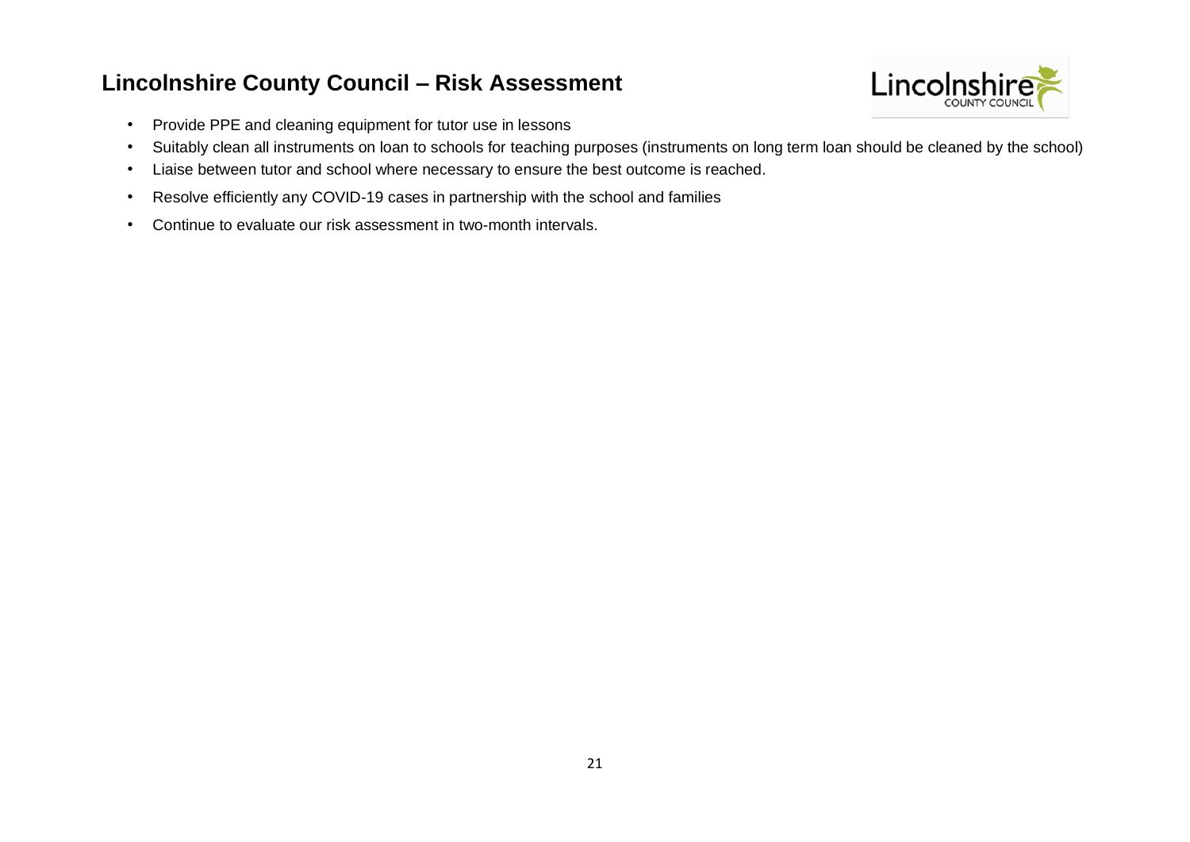- Provide PPE and cleaning equipment for tutor use in lessons
- Suitably clean all instruments on loan to schools for teaching purposes (instruments on long term loan should be cleaned by the school)
- Liaise between tutor and school where necessary to ensure the best outcome is reached.
- Resolve efficiently any COVID-19 cases in partnership with the school and families
- Continue to evaluate our risk assessment in two-month intervals.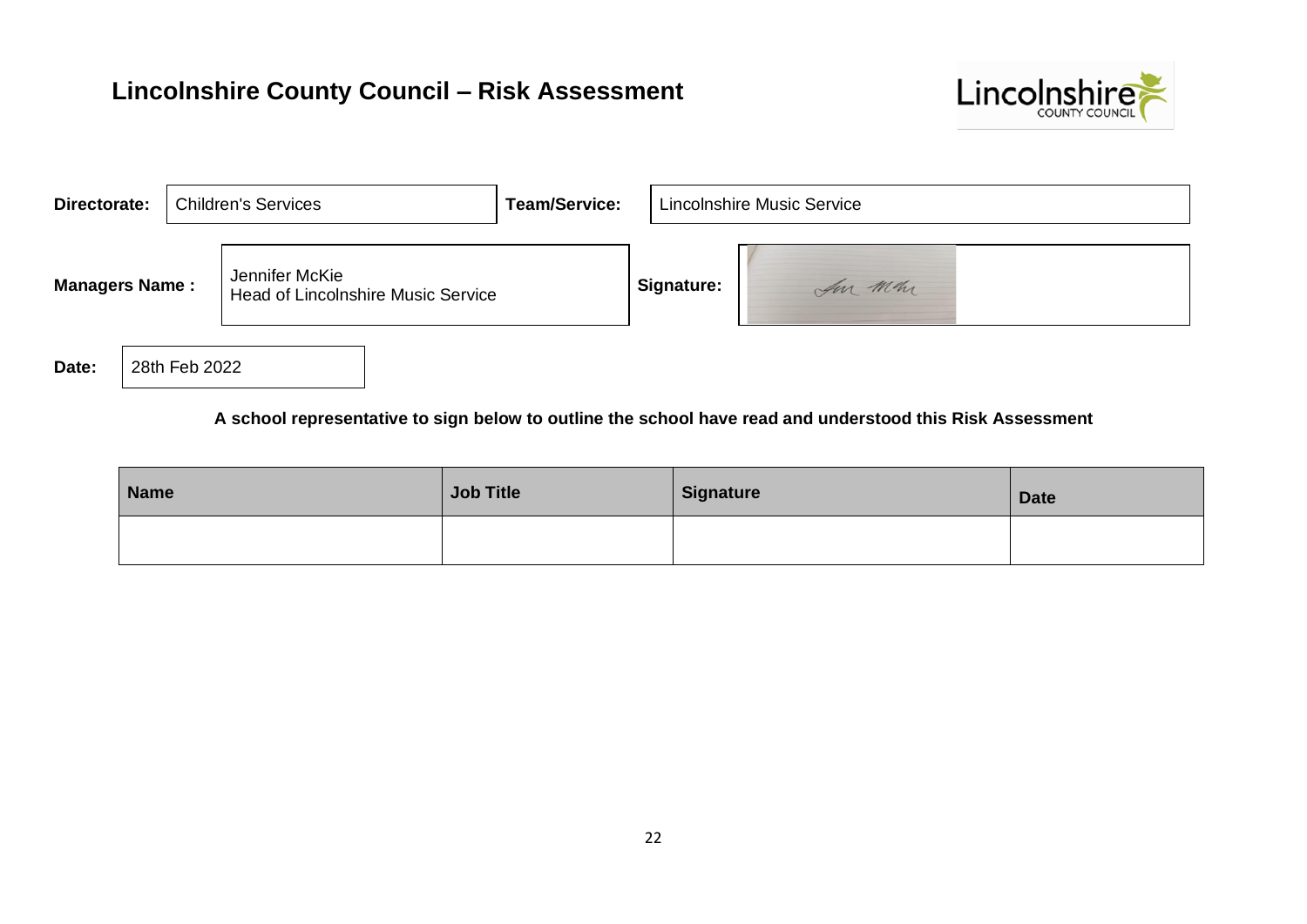# Lincolnshire County Council – Risk Assessment

| | | | |
|---|---|---|---|
| **Directorate:** | Children's Services | **Team/Service:** | Lincolnshire Music Service |
| **Managers Name :** | Jennifer McKie<br>Head of Lincolnshire Music Service | **Signature:** | Jen McKie |

**Date:** 28th Feb 2022

**A school representative to sign below to outline the school have read and understood this Risk Assessment**

| Name | Job Title | Signature | Date |
|---|---|---|---|
| | | | |